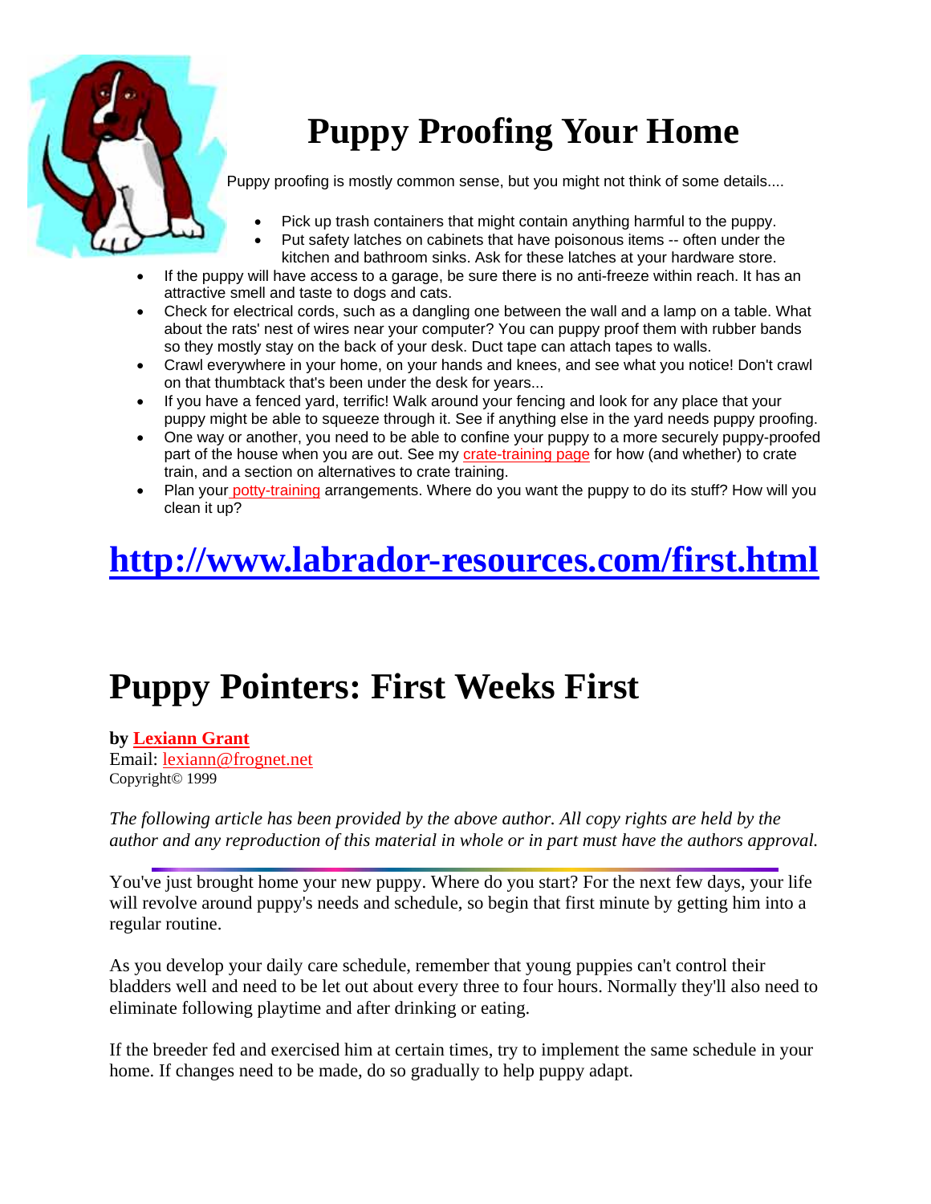# Puppy Proofing Your Home

Puppy proofing is mostly common sense, but you might not think of some details....

- Pick up trash containers that might contain anything harmful to the puppy.
- Put safety latches on cabinets that have poisonous items -- often under the kitchen and bathroom sinks. Ask for these latches at your hardware store.
- If the puppy will have access to a garage, be sure there is no anti-freeze within reach. It has an attractive smell and taste to dogs and cats.
- Check for electrical cords, such as a dangling one between the wall and a lamp on a table. What about the rats' nest of wires near your computer? You can puppy proof them with rubber bands so they mostly stay on the back of your desk. Duct tape can attach tapes to walls.
- Crawl everywhere in your home, on your hands and knees, and see what you notice! Don't crawl on that thumbtack that's been under the desk for years...
- If you have a fenced yard, terrific! Walk around your fencing and look for any place that your puppy might be able to squeeze through it. See if anything else in the yard needs puppy proofing.
- One way or another, you need to be able to confine your puppy to a more securely puppy-proofed part of the house when you are out. See my crate-training page for how (and whether) to crate train, and a section on alternatives to crate training.
- Plan your potty-training arrangements. Where do you want the puppy to do its stuff? How will you clean it up?

# http://www.labrador-resources.com/first.html

# Puppy Pointers: First Weeks First

**by Lexiann Grant**
Email: lexiann@frognet.net
Copyright© 1999

*The following article has been provided by the above author. All copy rights are held by the author and any reproduction of this material in whole or in part must have the authors approval.*

---

You've just brought home your new puppy. Where do you start? For the next few days, your life will revolve around puppy's needs and schedule, so begin that first minute by getting him into a regular routine.

As you develop your daily care schedule, remember that young puppies can't control their bladders well and need to be let out about every three to four hours. Normally they'll also need to eliminate following playtime and after drinking or eating.

If the breeder fed and exercised him at certain times, try to implement the same schedule in your home. If changes need to be made, do so gradually to help puppy adapt.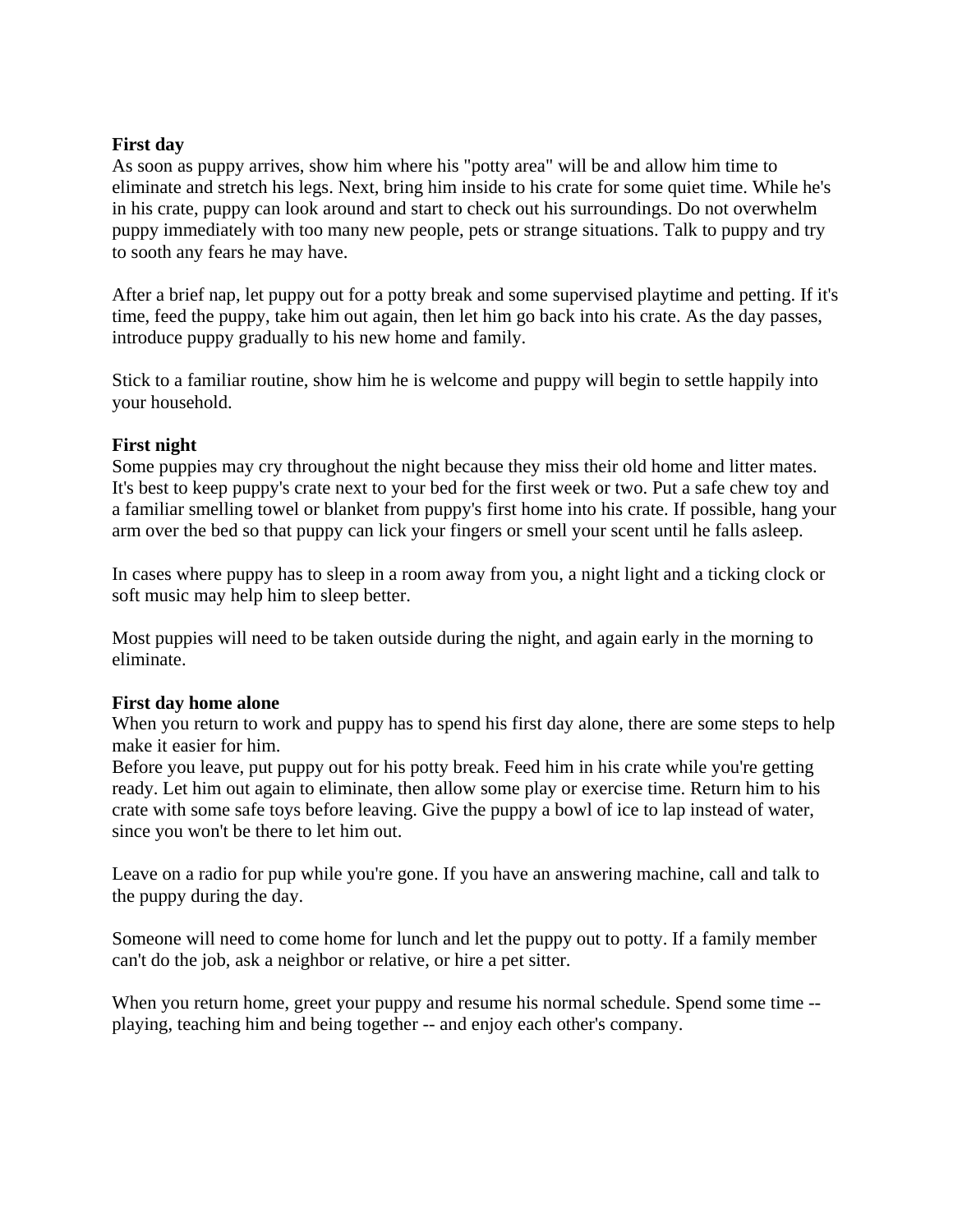**First day**

As soon as puppy arrives, show him where his "potty area" will be and allow him time to eliminate and stretch his legs. Next, bring him inside to his crate for some quiet time. While he's in his crate, puppy can look around and start to check out his surroundings. Do not overwhelm puppy immediately with too many new people, pets or strange situations. Talk to puppy and try to sooth any fears he may have.

After a brief nap, let puppy out for a potty break and some supervised playtime and petting. If it's time, feed the puppy, take him out again, then let him go back into his crate. As the day passes, introduce puppy gradually to his new home and family.

Stick to a familiar routine, show him he is welcome and puppy will begin to settle happily into your household.

**First night**

Some puppies may cry throughout the night because they miss their old home and litter mates. It's best to keep puppy's crate next to your bed for the first week or two. Put a safe chew toy and a familiar smelling towel or blanket from puppy's first home into his crate. If possible, hang your arm over the bed so that puppy can lick your fingers or smell your scent until he falls asleep.

In cases where puppy has to sleep in a room away from you, a night light and a ticking clock or soft music may help him to sleep better.

Most puppies will need to be taken outside during the night, and again early in the morning to eliminate.

**First day home alone**

When you return to work and puppy has to spend his first day alone, there are some steps to help make it easier for him.

Before you leave, put puppy out for his potty break. Feed him in his crate while you're getting ready. Let him out again to eliminate, then allow some play or exercise time. Return him to his crate with some safe toys before leaving. Give the puppy a bowl of ice to lap instead of water, since you won't be there to let him out.

Leave on a radio for pup while you're gone. If you have an answering machine, call and talk to the puppy during the day.

Someone will need to come home for lunch and let the puppy out to potty. If a family member can't do the job, ask a neighbor or relative, or hire a pet sitter.

When you return home, greet your puppy and resume his normal schedule. Spend some time -- playing, teaching him and being together -- and enjoy each other's company.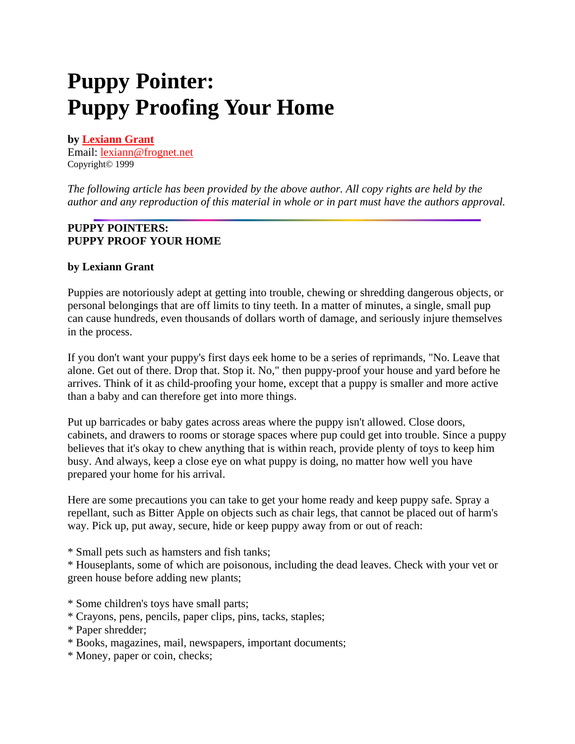# Puppy Pointer: Puppy Proofing Your Home

**by Lexiann Grant**
Email: lexiann@frognet.net
Copyright© 1999

*The following article has been provided by the above author. All copy rights are held by the author and any reproduction of this material in whole or in part must have the authors approval.*

---

**PUPPY POINTERS:**
**PUPPY PROOF YOUR HOME**

**by Lexiann Grant**

Puppies are notoriously adept at getting into trouble, chewing or shredding dangerous objects, or personal belongings that are off limits to tiny teeth. In a matter of minutes, a single, small pup can cause hundreds, even thousands of dollars worth of damage, and seriously injure themselves in the process.

If you don't want your puppy's first days eek home to be a series of reprimands, "No. Leave that alone. Get out of there. Drop that. Stop it. No," then puppy-proof your house and yard before he arrives. Think of it as child-proofing your home, except that a puppy is smaller and more active than a baby and can therefore get into more things.

Put up barricades or baby gates across areas where the puppy isn't allowed. Close doors, cabinets, and drawers to rooms or storage spaces where pup could get into trouble. Since a puppy believes that it's okay to chew anything that is within reach, provide plenty of toys to keep him busy. And always, keep a close eye on what puppy is doing, no matter how well you have prepared your home for his arrival.

Here are some precautions you can take to get your home ready and keep puppy safe. Spray a repellant, such as Bitter Apple on objects such as chair legs, that cannot be placed out of harm's way. Pick up, put away, secure, hide or keep puppy away from or out of reach:

* Small pets such as hamsters and fish tanks;
* Houseplants, some of which are poisonous, including the dead leaves. Check with your vet or green house before adding new plants;

* Some children's toys have small parts;
* Crayons, pens, pencils, paper clips, pins, tacks, staples;
* Paper shredder;
* Books, magazines, mail, newspapers, important documents;
* Money, paper or coin, checks;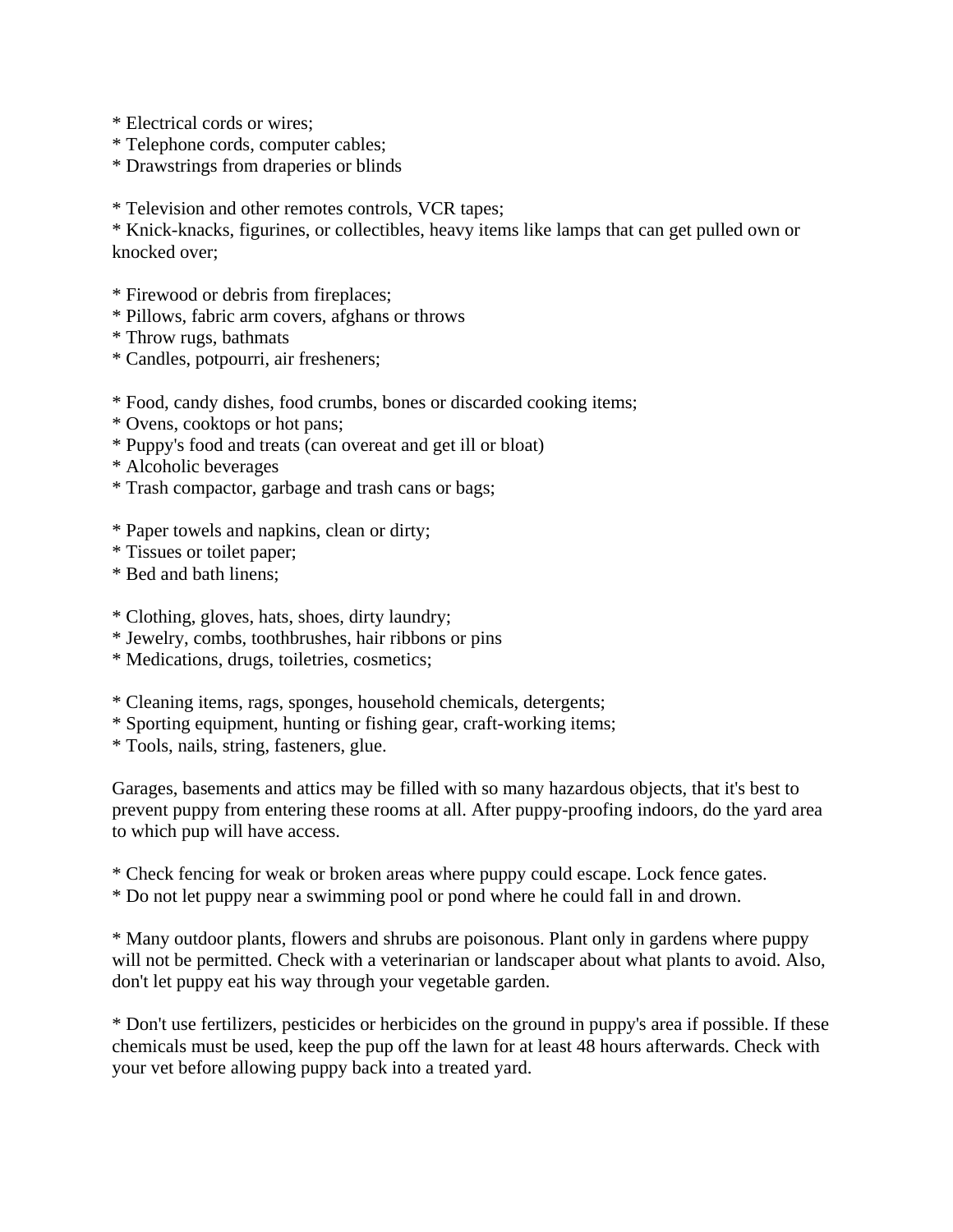* Electrical cords or wires;
* Telephone cords, computer cables;
* Drawstrings from draperies or blinds

* Television and other remotes controls, VCR tapes;
* Knick-knacks, figurines, or collectibles, heavy items like lamps that can get pulled own or knocked over;

* Firewood or debris from fireplaces;
* Pillows, fabric arm covers, afghans or throws
* Throw rugs, bathmats
* Candles, potpourri, air fresheners;

* Food, candy dishes, food crumbs, bones or discarded cooking items;
* Ovens, cooktops or hot pans;
* Puppy's food and treats (can overeat and get ill or bloat)
* Alcoholic beverages
* Trash compactor, garbage and trash cans or bags;

* Paper towels and napkins, clean or dirty;
* Tissues or toilet paper;
* Bed and bath linens;

* Clothing, gloves, hats, shoes, dirty laundry;
* Jewelry, combs, toothbrushes, hair ribbons or pins
* Medications, drugs, toiletries, cosmetics;

* Cleaning items, rags, sponges, household chemicals, detergents;
* Sporting equipment, hunting or fishing gear, craft-working items;
* Tools, nails, string, fasteners, glue.

Garages, basements and attics may be filled with so many hazardous objects, that it's best to prevent puppy from entering these rooms at all. After puppy-proofing indoors, do the yard area to which pup will have access.

* Check fencing for weak or broken areas where puppy could escape. Lock fence gates.
* Do not let puppy near a swimming pool or pond where he could fall in and drown.

* Many outdoor plants, flowers and shrubs are poisonous. Plant only in gardens where puppy will not be permitted. Check with a veterinarian or landscaper about what plants to avoid. Also, don't let puppy eat his way through your vegetable garden.

* Don't use fertilizers, pesticides or herbicides on the ground in puppy's area if possible. If these chemicals must be used, keep the pup off the lawn for at least 48 hours afterwards. Check with your vet before allowing puppy back into a treated yard.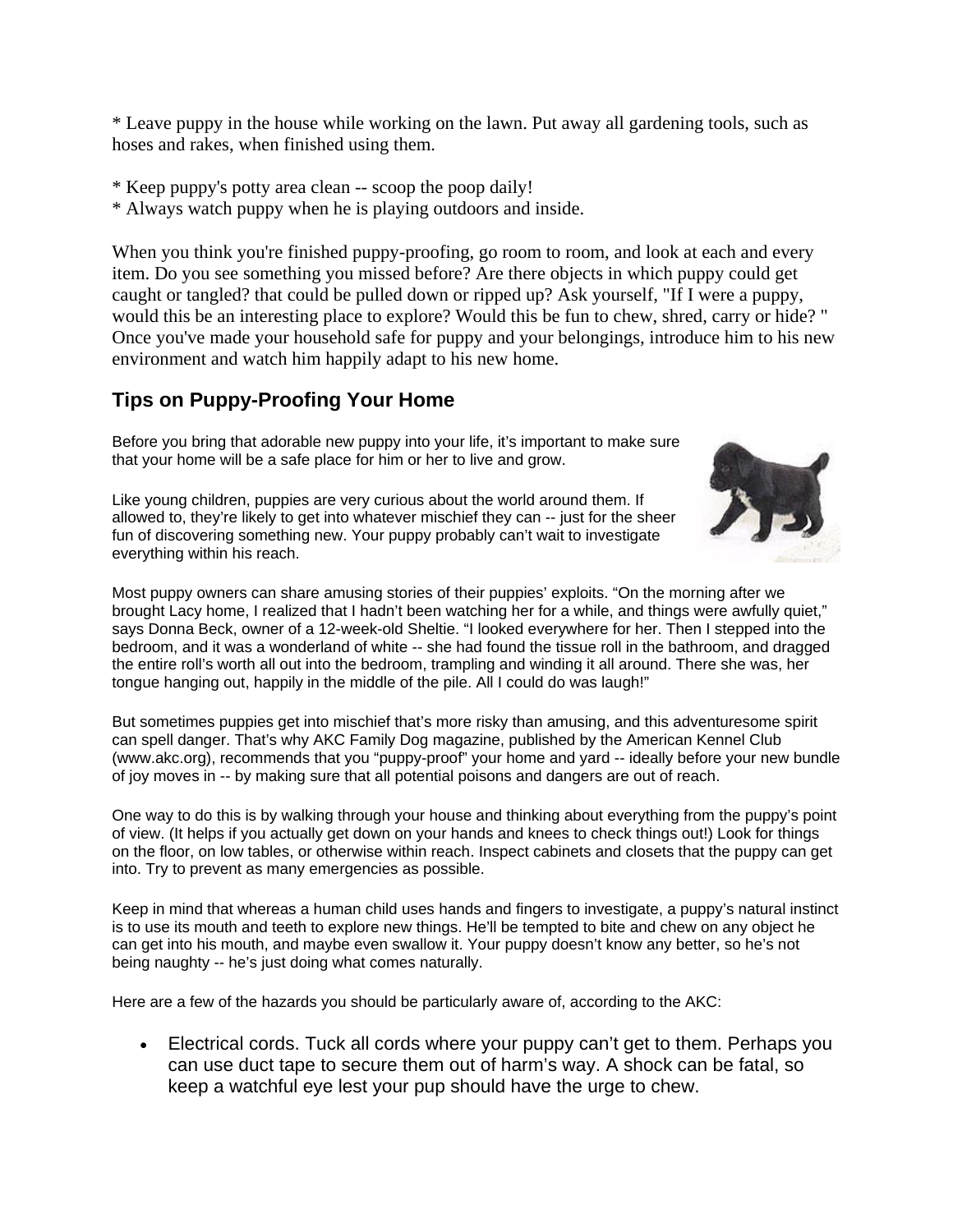* Leave puppy in the house while working on the lawn. Put away all gardening tools, such as hoses and rakes, when finished using them.

* Keep puppy's potty area clean -- scoop the poop daily!
* Always watch puppy when he is playing outdoors and inside.

When you think you're finished puppy-proofing, go room to room, and look at each and every item. Do you see something you missed before? Are there objects in which puppy could get caught or tangled? that could be pulled down or ripped up? Ask yourself, "If I were a puppy, would this be an interesting place to explore? Would this be fun to chew, shred, carry or hide? " Once you've made your household safe for puppy and your belongings, introduce him to his new environment and watch him happily adapt to his new home.

## Tips on Puppy-Proofing Your Home

Before you bring that adorable new puppy into your life, it's important to make sure that your home will be a safe place for him or her to live and grow.

Like young children, puppies are very curious about the world around them. If allowed to, they're likely to get into whatever mischief they can -- just for the sheer fun of discovering something new. Your puppy probably can't wait to investigate everything within his reach.

Most puppy owners can share amusing stories of their puppies' exploits. "On the morning after we brought Lacy home, I realized that I hadn't been watching her for a while, and things were awfully quiet," says Donna Beck, owner of a 12-week-old Sheltie. "I looked everywhere for her. Then I stepped into the bedroom, and it was a wonderland of white -- she had found the tissue roll in the bathroom, and dragged the entire roll's worth all out into the bedroom, trampling and winding it all around. There she was, her tongue hanging out, happily in the middle of the pile. All I could do was laugh!"

But sometimes puppies get into mischief that's more risky than amusing, and this adventuresome spirit can spell danger. That's why AKC Family Dog magazine, published by the American Kennel Club (www.akc.org), recommends that you "puppy-proof" your home and yard -- ideally before your new bundle of joy moves in -- by making sure that all potential poisons and dangers are out of reach.

One way to do this is by walking through your house and thinking about everything from the puppy's point of view. (It helps if you actually get down on your hands and knees to check things out!) Look for things on the floor, on low tables, or otherwise within reach. Inspect cabinets and closets that the puppy can get into. Try to prevent as many emergencies as possible.

Keep in mind that whereas a human child uses hands and fingers to investigate, a puppy's natural instinct is to use its mouth and teeth to explore new things. He'll be tempted to bite and chew on any object he can get into his mouth, and maybe even swallow it. Your puppy doesn't know any better, so he's not being naughty -- he's just doing what comes naturally.

Here are a few of the hazards you should be particularly aware of, according to the AKC:

- Electrical cords. Tuck all cords where your puppy can't get to them. Perhaps you can use duct tape to secure them out of harm's way. A shock can be fatal, so keep a watchful eye lest your pup should have the urge to chew.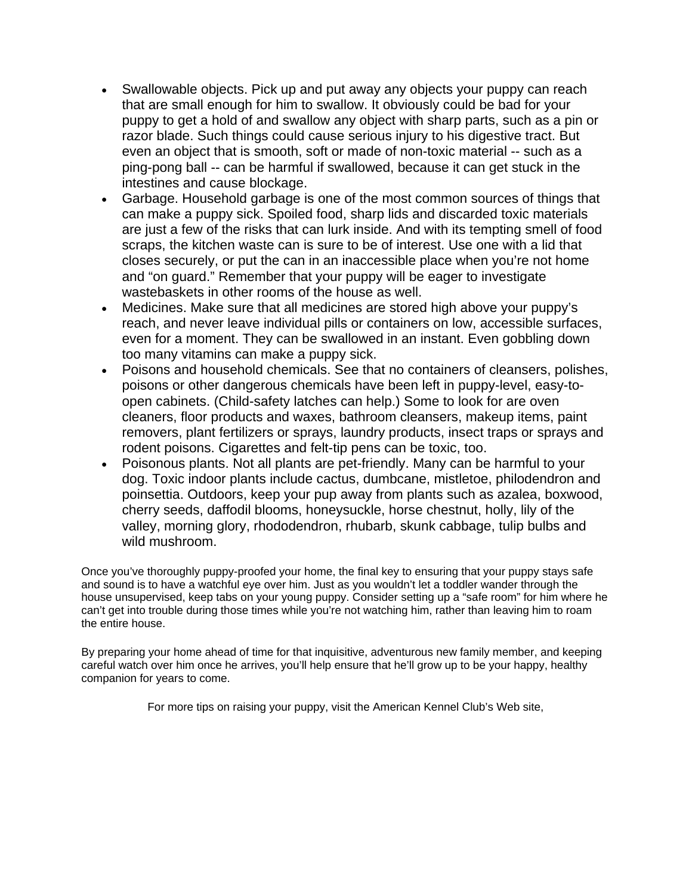- Swallowable objects. Pick up and put away any objects your puppy can reach that are small enough for him to swallow. It obviously could be bad for your puppy to get a hold of and swallow any object with sharp parts, such as a pin or razor blade. Such things could cause serious injury to his digestive tract. But even an object that is smooth, soft or made of non-toxic material -- such as a ping-pong ball -- can be harmful if swallowed, because it can get stuck in the intestines and cause blockage.
- Garbage. Household garbage is one of the most common sources of things that can make a puppy sick. Spoiled food, sharp lids and discarded toxic materials are just a few of the risks that can lurk inside. And with its tempting smell of food scraps, the kitchen waste can is sure to be of interest. Use one with a lid that closes securely, or put the can in an inaccessible place when you're not home and "on guard." Remember that your puppy will be eager to investigate wastebaskets in other rooms of the house as well.
- Medicines. Make sure that all medicines are stored high above your puppy's reach, and never leave individual pills or containers on low, accessible surfaces, even for a moment. They can be swallowed in an instant. Even gobbling down too many vitamins can make a puppy sick.
- Poisons and household chemicals. See that no containers of cleansers, polishes, poisons or other dangerous chemicals have been left in puppy-level, easy-to-open cabinets. (Child-safety latches can help.) Some to look for are oven cleaners, floor products and waxes, bathroom cleansers, makeup items, paint removers, plant fertilizers or sprays, laundry products, insect traps or sprays and rodent poisons. Cigarettes and felt-tip pens can be toxic, too.
- Poisonous plants. Not all plants are pet-friendly. Many can be harmful to your dog. Toxic indoor plants include cactus, dumbcane, mistletoe, philodendron and poinsettia. Outdoors, keep your pup away from plants such as azalea, boxwood, cherry seeds, daffodil blooms, honeysuckle, horse chestnut, holly, lily of the valley, morning glory, rhododendron, rhubarb, skunk cabbage, tulip bulbs and wild mushroom.

Once you've thoroughly puppy-proofed your home, the final key to ensuring that your puppy stays safe and sound is to have a watchful eye over him. Just as you wouldn't let a toddler wander through the house unsupervised, keep tabs on your young puppy. Consider setting up a "safe room" for him where he can't get into trouble during those times while you're not watching him, rather than leaving him to roam the entire house.

By preparing your home ahead of time for that inquisitive, adventurous new family member, and keeping careful watch over him once he arrives, you'll help ensure that he'll grow up to be your happy, healthy companion for years to come.

For more tips on raising your puppy, visit the American Kennel Club's Web site,